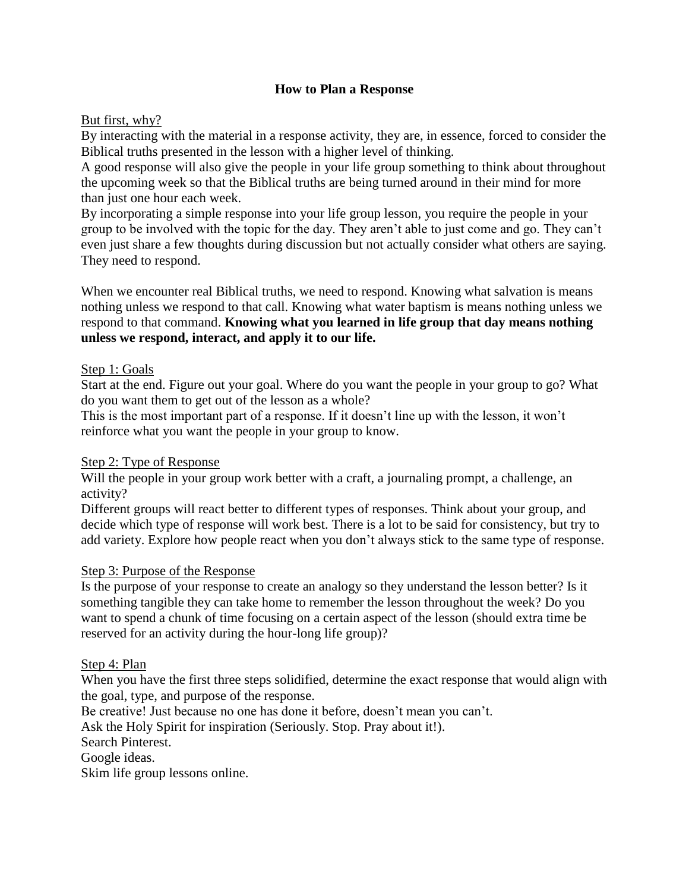# How to Plan a Response

<u>But first, why?</u>

By interacting with the material in a response activity, they are, in essence, forced to consider the Biblical truths presented in the lesson with a higher level of thinking.

A good response will also give the people in your life group something to think about throughout the upcoming week so that the Biblical truths are being turned around in their mind for more than just one hour each week.

By incorporating a simple response into your life group lesson, you require the people in your group to be involved with the topic for the day. They aren't able to just come and go. They can't even just share a few thoughts during discussion but not actually consider what others are saying. They need to respond.

When we encounter real Biblical truths, we need to respond. Knowing what salvation is means nothing unless we respond to that call. Knowing what water baptism is means nothing unless we respond to that command. **Knowing what you learned in life group that day means nothing unless we respond, interact, and apply it to our life.**

<u>Step 1: Goals</u>

Start at the end. Figure out your goal. Where do you want the people in your group to go? What do you want them to get out of the lesson as a whole?

This is the most important part of a response. If it doesn't line up with the lesson, it won't reinforce what you want the people in your group to know.

<u>Step 2: Type of Response</u>

Will the people in your group work better with a craft, a journaling prompt, a challenge, an activity?

Different groups will react better to different types of responses. Think about your group, and decide which type of response will work best. There is a lot to be said for consistency, but try to add variety. Explore how people react when you don't always stick to the same type of response.

<u>Step 3: Purpose of the Response</u>

Is the purpose of your response to create an analogy so they understand the lesson better? Is it something tangible they can take home to remember the lesson throughout the week? Do you want to spend a chunk of time focusing on a certain aspect of the lesson (should extra time be reserved for an activity during the hour-long life group)?

<u>Step 4: Plan</u>

When you have the first three steps solidified, determine the exact response that would align with the goal, type, and purpose of the response.

Be creative! Just because no one has done it before, doesn't mean you can't.

Ask the Holy Spirit for inspiration (Seriously. Stop. Pray about it!).

Search Pinterest.

Google ideas.

Skim life group lessons online.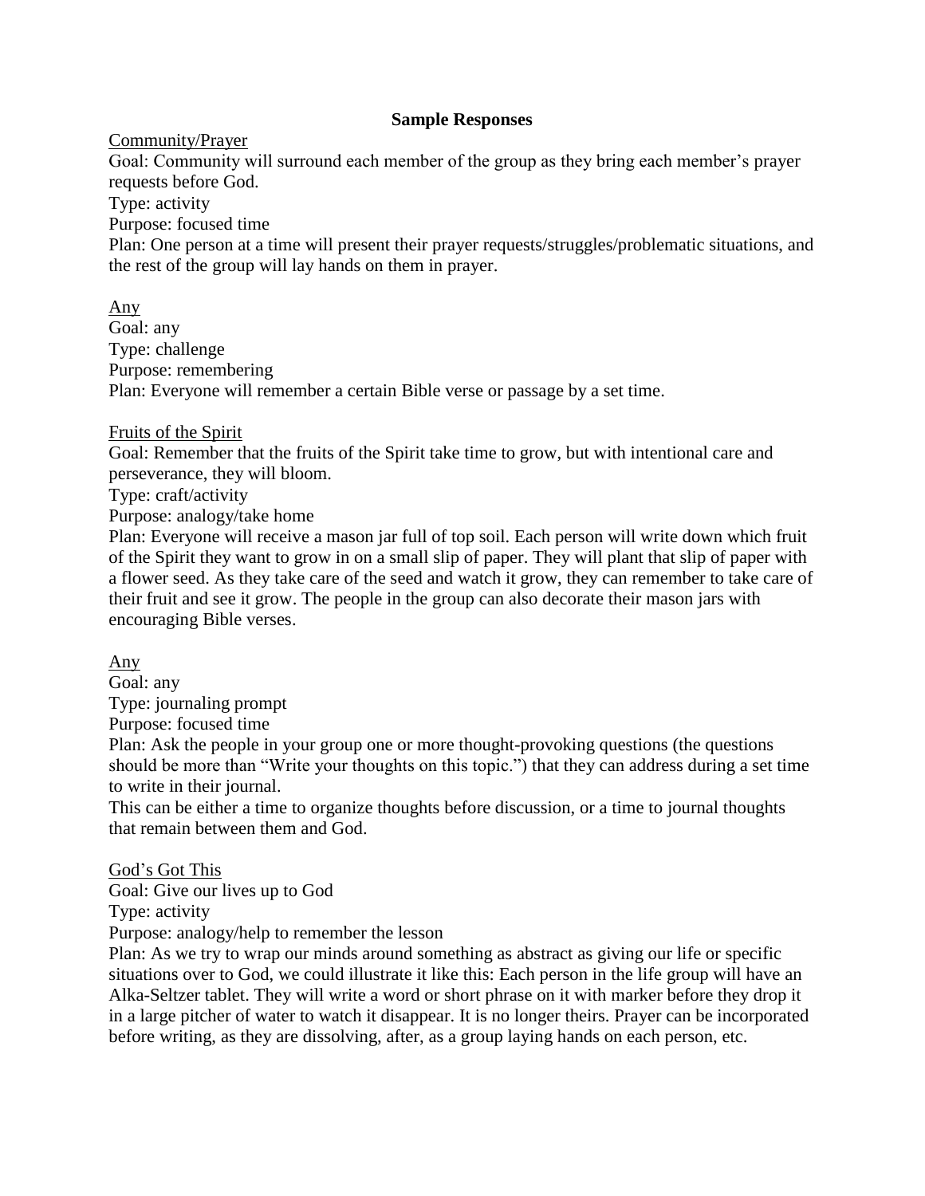**Sample Responses**

Community/Prayer

Goal: Community will surround each member of the group as they bring each member's prayer requests before God.

Type: activity

Purpose: focused time

Plan: One person at a time will present their prayer requests/struggles/problematic situations, and the rest of the group will lay hands on them in prayer.

Any

Goal: any

Type: challenge

Purpose: remembering

Plan: Everyone will remember a certain Bible verse or passage by a set time.

Fruits of the Spirit

Goal: Remember that the fruits of the Spirit take time to grow, but with intentional care and perseverance, they will bloom.

Type: craft/activity

Purpose: analogy/take home

Plan: Everyone will receive a mason jar full of top soil. Each person will write down which fruit of the Spirit they want to grow in on a small slip of paper. They will plant that slip of paper with a flower seed. As they take care of the seed and watch it grow, they can remember to take care of their fruit and see it grow. The people in the group can also decorate their mason jars with encouraging Bible verses.

Any

Goal: any

Type: journaling prompt

Purpose: focused time

Plan: Ask the people in your group one or more thought-provoking questions (the questions should be more than "Write your thoughts on this topic.") that they can address during a set time to write in their journal.

This can be either a time to organize thoughts before discussion, or a time to journal thoughts that remain between them and God.

God's Got This

Goal: Give our lives up to God

Type: activity

Purpose: analogy/help to remember the lesson

Plan: As we try to wrap our minds around something as abstract as giving our life or specific situations over to God, we could illustrate it like this: Each person in the life group will have an Alka-Seltzer tablet. They will write a word or short phrase on it with marker before they drop it in a large pitcher of water to watch it disappear. It is no longer theirs. Prayer can be incorporated before writing, as they are dissolving, after, as a group laying hands on each person, etc.